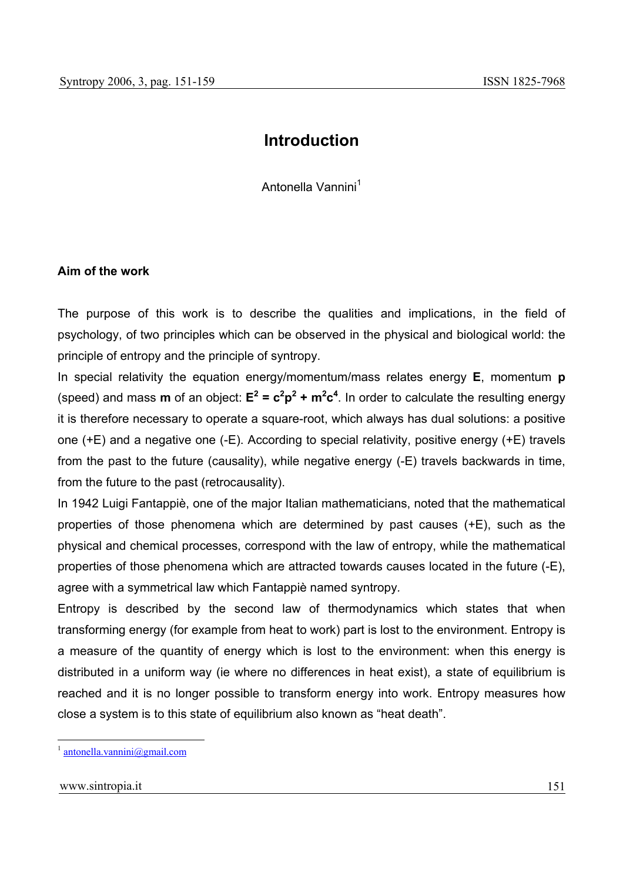# Introduction

Antonella Vannini[1]

### Aim of the work

The purpose of this work is to describe the qualities and implications, in the field of psychology, of two principles which can be observed in the physical and biological world: the principle of entropy and the principle of syntropy.

In special relativity the equation energy/momentum/mass relates energy **E**, momentum **p** (speed) and mass **m** of an object: $\mathbf{E^2 = c^2p^2 + m^2c^4}$. In order to calculate the resulting energy it is therefore necessary to operate a square-root, which always has dual solutions: a positive one (+E) and a negative one (-E). According to special relativity, positive energy (+E) travels from the past to the future (causality), while negative energy (-E) travels backwards in time, from the future to the past (retrocausality).

In 1942 Luigi Fantappiè, one of the major Italian mathematicians, noted that the mathematical properties of those phenomena which are determined by past causes (+E), such as the physical and chemical processes, correspond with the law of entropy, while the mathematical properties of those phenomena which are attracted towards causes located in the future (-E), agree with a symmetrical law which Fantappiè named syntropy.

Entropy is described by the second law of thermodynamics which states that when transforming energy (for example from heat to work) part is lost to the environment. Entropy is a measure of the quantity of energy which is lost to the environment: when this energy is distributed in a uniform way (ie where no differences in heat exist), a state of equilibrium is reached and it is no longer possible to transform energy into work. Entropy measures how close a system is to this state of equilibrium also known as "heat death".

[1] antonella.vannini@gmail.com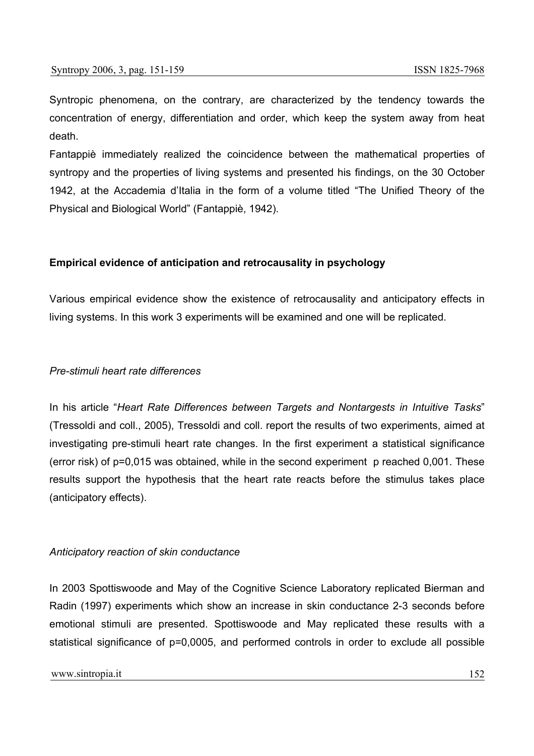Syntropic phenomena, on the contrary, are characterized by the tendency towards the concentration of energy, differentiation and order, which keep the system away from heat death.

Fantappiè immediately realized the coincidence between the mathematical properties of syntropy and the properties of living systems and presented his findings, on the 30 October 1942, at the Accademia d'Italia in the form of a volume titled "The Unified Theory of the Physical and Biological World" (Fantappiè, 1942).

## Empirical evidence of anticipation and retrocausality in psychology

Various empirical evidence show the existence of retrocausality and anticipatory effects in living systems. In this work 3 experiments will be examined and one will be replicated.

### *Pre-stimuli heart rate differences*

In his article "*Heart Rate Differences between Targets and Nontargests in Intuitive Tasks*" (Tressoldi and coll., 2005), Tressoldi and coll. report the results of two experiments, aimed at investigating pre-stimuli heart rate changes. In the first experiment a statistical significance (error risk) of p=0,015 was obtained, while in the second experiment p reached 0,001. These results support the hypothesis that the heart rate reacts before the stimulus takes place (anticipatory effects).

### *Anticipatory reaction of skin conductance*

In 2003 Spottiswoode and May of the Cognitive Science Laboratory replicated Bierman and Radin (1997) experiments which show an increase in skin conductance 2-3 seconds before emotional stimuli are presented. Spottiswoode and May replicated these results with a statistical significance of p=0,0005, and performed controls in order to exclude all possible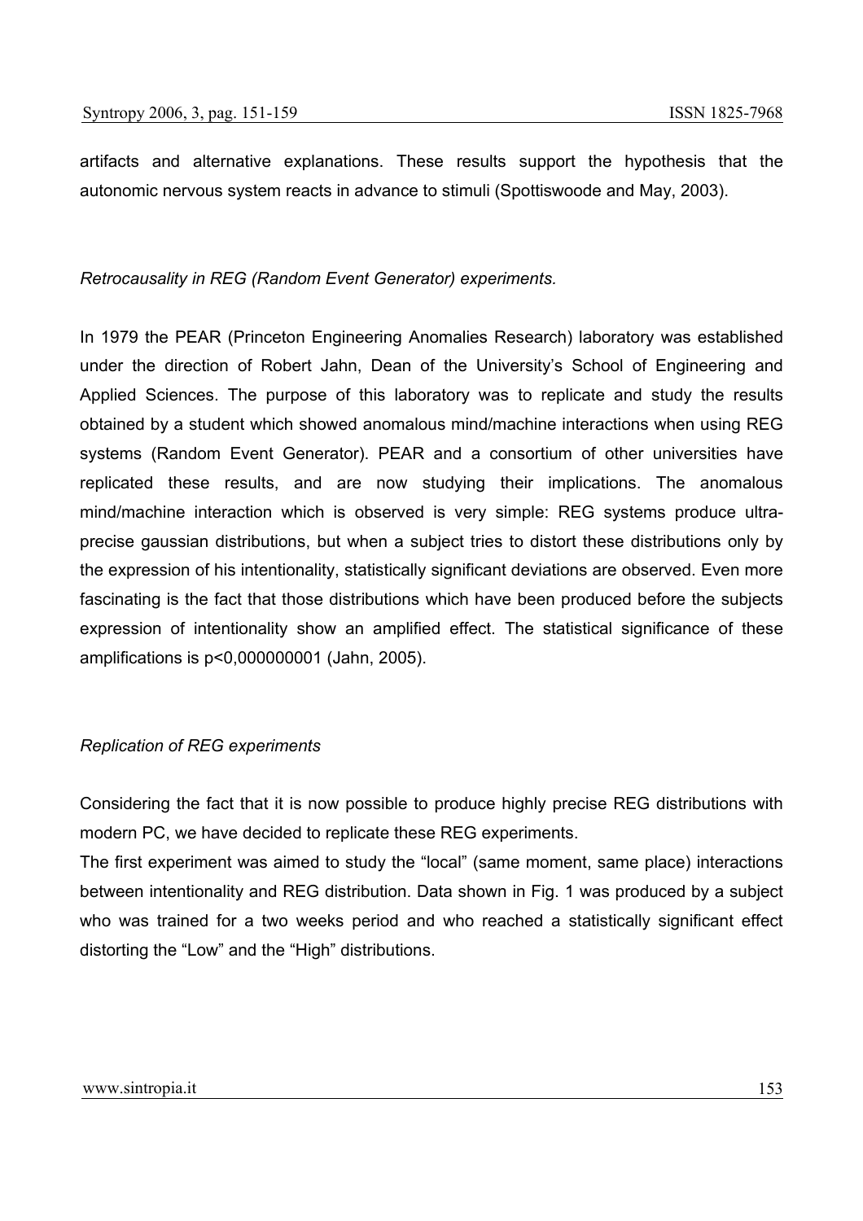artifacts and alternative explanations. These results support the hypothesis that the autonomic nervous system reacts in advance to stimuli (Spottiswoode and May, 2003).

*Retrocausality in REG (Random Event Generator) experiments.*

In 1979 the PEAR (Princeton Engineering Anomalies Research) laboratory was established under the direction of Robert Jahn, Dean of the University's School of Engineering and Applied Sciences. The purpose of this laboratory was to replicate and study the results obtained by a student which showed anomalous mind/machine interactions when using REG systems (Random Event Generator). PEAR and a consortium of other universities have replicated these results, and are now studying their implications. The anomalous mind/machine interaction which is observed is very simple: REG systems produce ultra-precise gaussian distributions, but when a subject tries to distort these distributions only by the expression of his intentionality, statistically significant deviations are observed. Even more fascinating is the fact that those distributions which have been produced before the subjects expression of intentionality show an amplified effect. The statistical significance of these amplifications is $p<0,000000001$ (Jahn, 2005).

*Replication of REG experiments*

Considering the fact that it is now possible to produce highly precise REG distributions with modern PC, we have decided to replicate these REG experiments.

The first experiment was aimed to study the "local" (same moment, same place) interactions between intentionality and REG distribution. Data shown in Fig. 1 was produced by a subject who was trained for a two weeks period and who reached a statistically significant effect distorting the "Low" and the "High" distributions.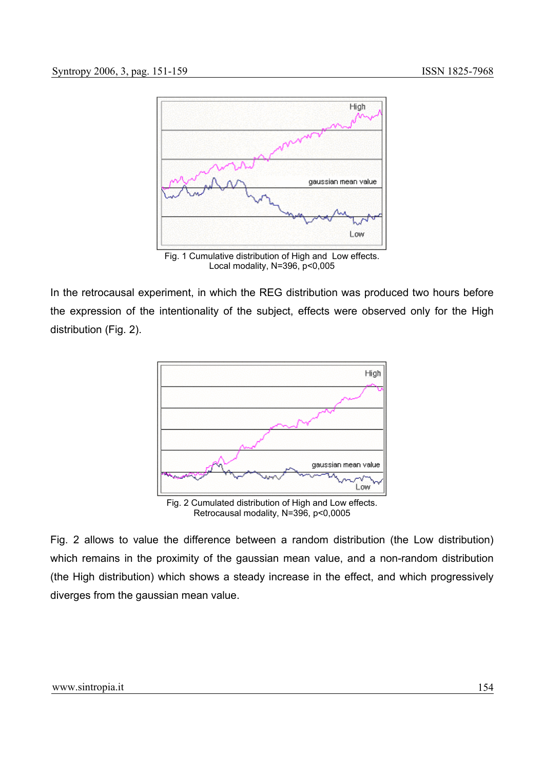Fig. 1 Cumulative distribution of High and Low effects.
Local modality, N=396, p<0,005

In the retrocausal experiment, in which the REG distribution was produced two hours before the expression of the intentionality of the subject, effects were observed only for the High distribution (Fig. 2).

Fig. 2 Cumulated distribution of High and Low effects.
Retrocausal modality, N=396, p<0,0005

Fig. 2 allows to value the difference between a random distribution (the Low distribution) which remains in the proximity of the gaussian mean value, and a non-random distribution (the High distribution) which shows a steady increase in the effect, and which progressively diverges from the gaussian mean value.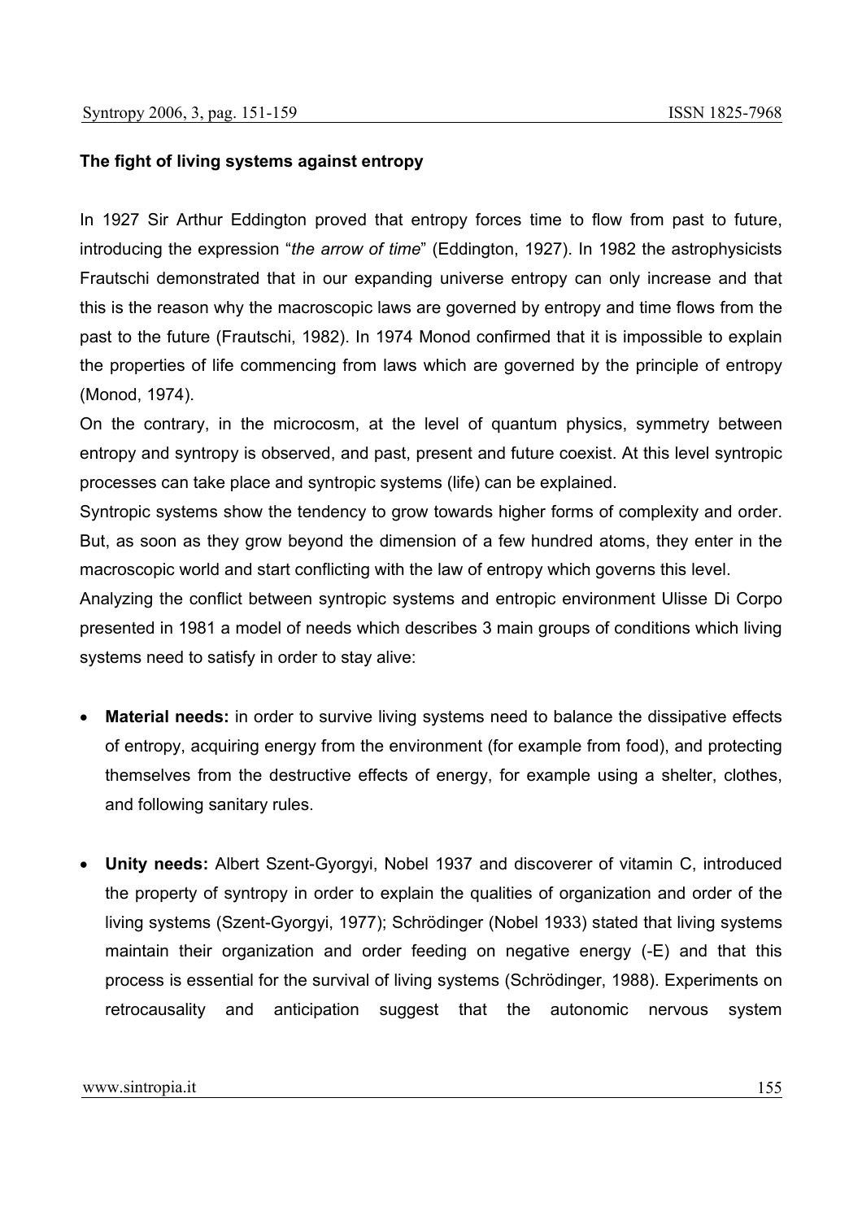**The fight of living systems against entropy**

In 1927 Sir Arthur Eddington proved that entropy forces time to flow from past to future, introducing the expression "*the arrow of time*" (Eddington, 1927). In 1982 the astrophysicists Frautschi demonstrated that in our expanding universe entropy can only increase and that this is the reason why the macroscopic laws are governed by entropy and time flows from the past to the future (Frautschi, 1982). In 1974 Monod confirmed that it is impossible to explain the properties of life commencing from laws which are governed by the principle of entropy (Monod, 1974).

On the contrary, in the microcosm, at the level of quantum physics, symmetry between entropy and syntropy is observed, and past, present and future coexist. At this level syntropic processes can take place and syntropic systems (life) can be explained.

Syntropic systems show the tendency to grow towards higher forms of complexity and order. But, as soon as they grow beyond the dimension of a few hundred atoms, they enter in the macroscopic world and start conflicting with the law of entropy which governs this level.

Analyzing the conflict between syntropic systems and entropic environment Ulisse Di Corpo presented in 1981 a model of needs which describes 3 main groups of conditions which living systems need to satisfy in order to stay alive:

- **Material needs:** in order to survive living systems need to balance the dissipative effects of entropy, acquiring energy from the environment (for example from food), and protecting themselves from the destructive effects of energy, for example using a shelter, clothes, and following sanitary rules.

- **Unity needs:** Albert Szent-Gyorgyi, Nobel 1937 and discoverer of vitamin C, introduced the property of syntropy in order to explain the qualities of organization and order of the living systems (Szent-Gyorgyi, 1977); Schrödinger (Nobel 1933) stated that living systems maintain their organization and order feeding on negative energy (-E) and that this process is essential for the survival of living systems (Schrödinger, 1988). Experiments on retrocausality and anticipation suggest that the autonomic nervous system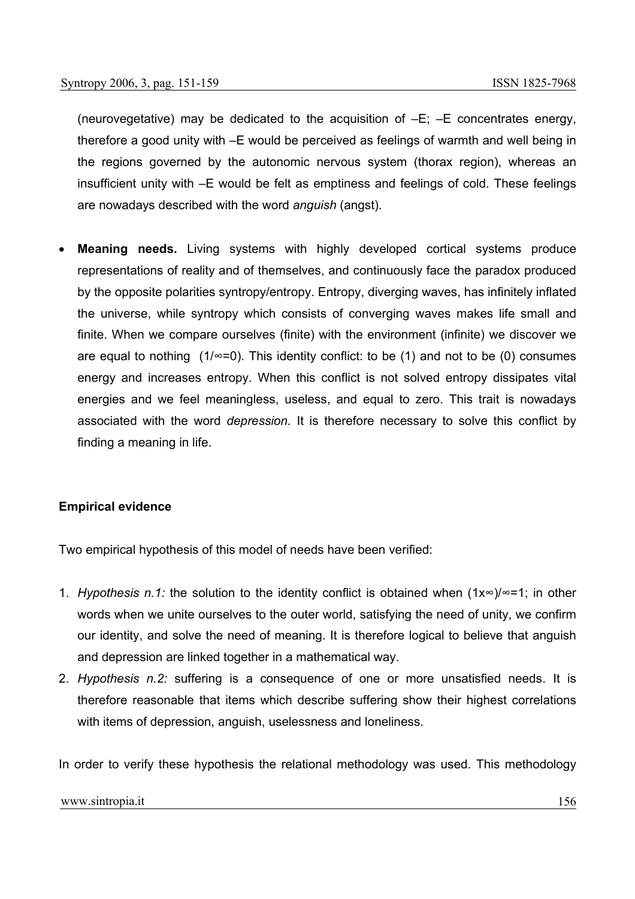(neurovegetative) may be dedicated to the acquisition of $-E$; $-E$ concentrates energy, therefore a good unity with $-E$ would be perceived as feelings of warmth and well being in the regions governed by the autonomic nervous system (thorax region), whereas an insufficient unity with $-E$ would be felt as emptiness and feelings of cold. These feelings are nowadays described with the word *anguish* (angst).

- **Meaning needs.** Living systems with highly developed cortical systems produce representations of reality and of themselves, and continuously face the paradox produced by the opposite polarities syntropy/entropy. Entropy, diverging waves, has infinitely inflated the universe, while syntropy which consists of converging waves makes life small and finite. When we compare ourselves (finite) with the environment (infinite) we discover we are equal to nothing ($1/\infty=0$). This identity conflict: to be (1) and not to be (0) consumes energy and increases entropy. When this conflict is not solved entropy dissipates vital energies and we feel meaningless, useless, and equal to zero. This trait is nowadays associated with the word *depression*. It is therefore necessary to solve this conflict by finding a meaning in life.

**Empirical evidence**

Two empirical hypothesis of this model of needs have been verified:

1. *Hypothesis n.1:* the solution to the identity conflict is obtained when $(1 \times \infty)/\infty=1$; in other words when we unite ourselves to the outer world, satisfying the need of unity, we confirm our identity, and solve the need of meaning. It is therefore logical to believe that anguish and depression are linked together in a mathematical way.
2. *Hypothesis n.2:* suffering is a consequence of one or more unsatisfied needs. It is therefore reasonable that items which describe suffering show their highest correlations with items of depression, anguish, uselessness and loneliness.

In order to verify these hypothesis the relational methodology was used. This methodology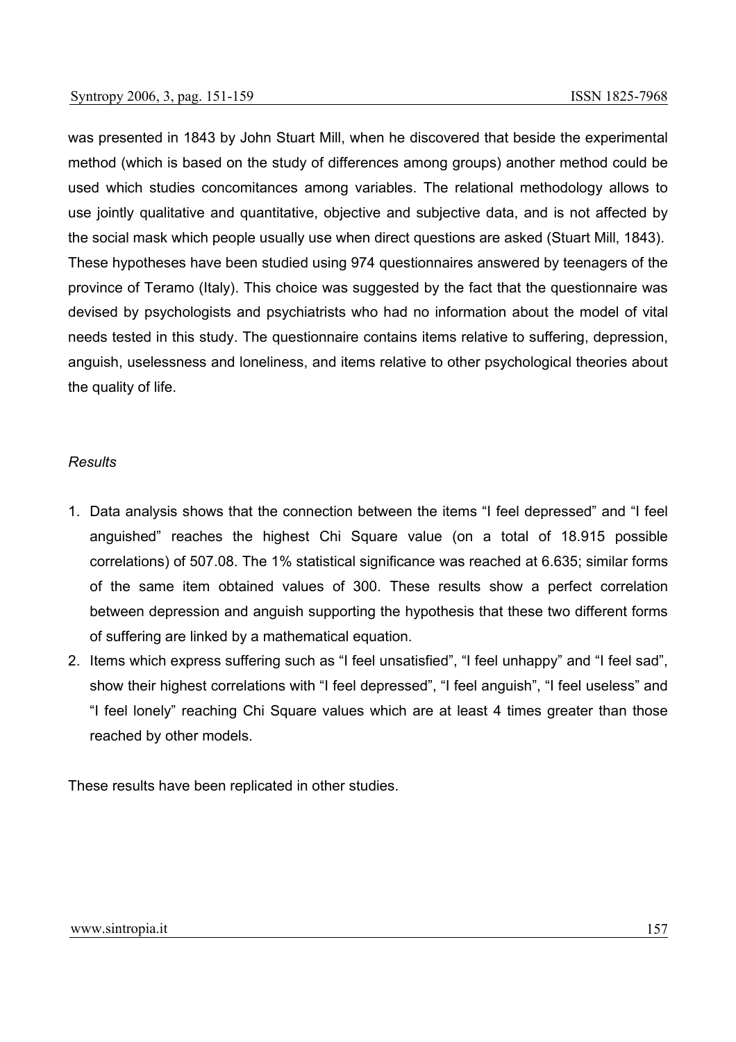was presented in 1843 by John Stuart Mill, when he discovered that beside the experimental method (which is based on the study of differences among groups) another method could be used which studies concomitances among variables. The relational methodology allows to use jointly qualitative and quantitative, objective and subjective data, and is not affected by the social mask which people usually use when direct questions are asked (Stuart Mill, 1843).
These hypotheses have been studied using 974 questionnaires answered by teenagers of the province of Teramo (Italy). This choice was suggested by the fact that the questionnaire was devised by psychologists and psychiatrists who had no information about the model of vital needs tested in this study. The questionnaire contains items relative to suffering, depression, anguish, uselessness and loneliness, and items relative to other psychological theories about the quality of life.

*Results*

1. Data analysis shows that the connection between the items "I feel depressed" and "I feel anguished" reaches the highest Chi Square value (on a total of 18.915 possible correlations) of 507.08. The 1% statistical significance was reached at 6.635; similar forms of the same item obtained values of 300. These results show a perfect correlation between depression and anguish supporting the hypothesis that these two different forms of suffering are linked by a mathematical equation.
2. Items which express suffering such as "I feel unsatisfied", "I feel unhappy" and "I feel sad", show their highest correlations with "I feel depressed", "I feel anguish", "I feel useless" and "I feel lonely" reaching Chi Square values which are at least 4 times greater than those reached by other models.

These results have been replicated in other studies.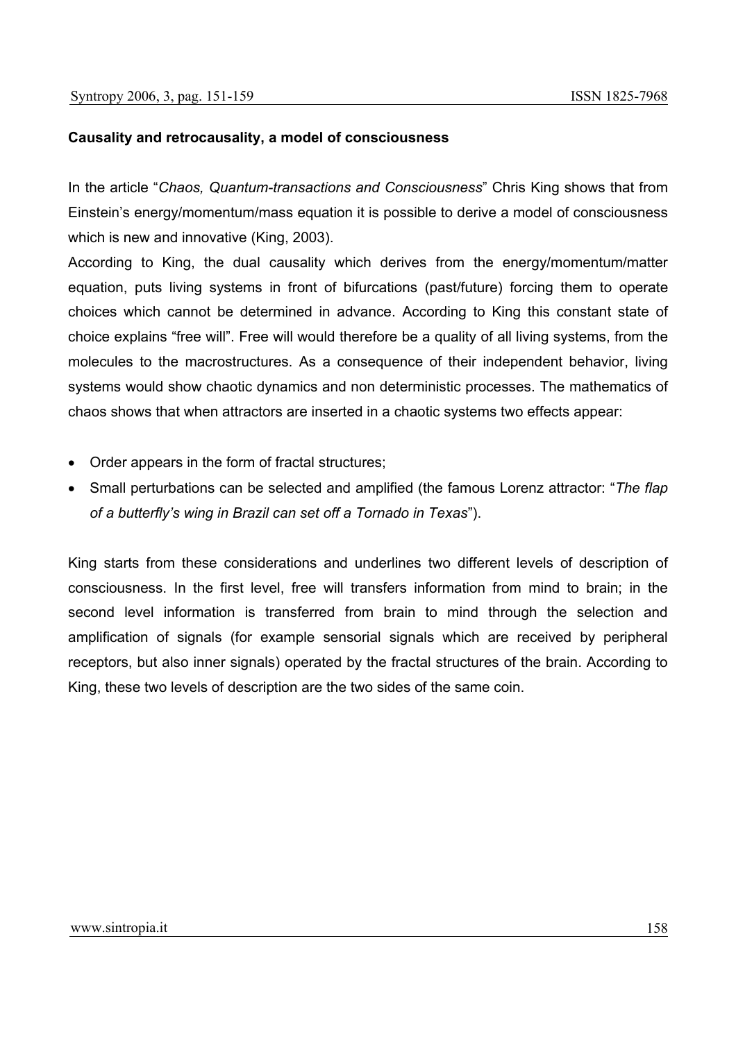**Causality and retrocausality, a model of consciousness**

In the article "*Chaos, Quantum-transactions and Consciousness*" Chris King shows that from Einstein's energy/momentum/mass equation it is possible to derive a model of consciousness which is new and innovative (King, 2003).

According to King, the dual causality which derives from the energy/momentum/matter equation, puts living systems in front of bifurcations (past/future) forcing them to operate choices which cannot be determined in advance. According to King this constant state of choice explains "free will". Free will would therefore be a quality of all living systems, from the molecules to the macrostructures. As a consequence of their independent behavior, living systems would show chaotic dynamics and non deterministic processes. The mathematics of chaos shows that when attractors are inserted in a chaotic systems two effects appear:

- Order appears in the form of fractal structures;
- Small perturbations can be selected and amplified (the famous Lorenz attractor: "*The flap of a butterfly's wing in Brazil can set off a Tornado in Texas*").

King starts from these considerations and underlines two different levels of description of consciousness. In the first level, free will transfers information from mind to brain; in the second level information is transferred from brain to mind through the selection and amplification of signals (for example sensorial signals which are received by peripheral receptors, but also inner signals) operated by the fractal structures of the brain. According to King, these two levels of description are the two sides of the same coin.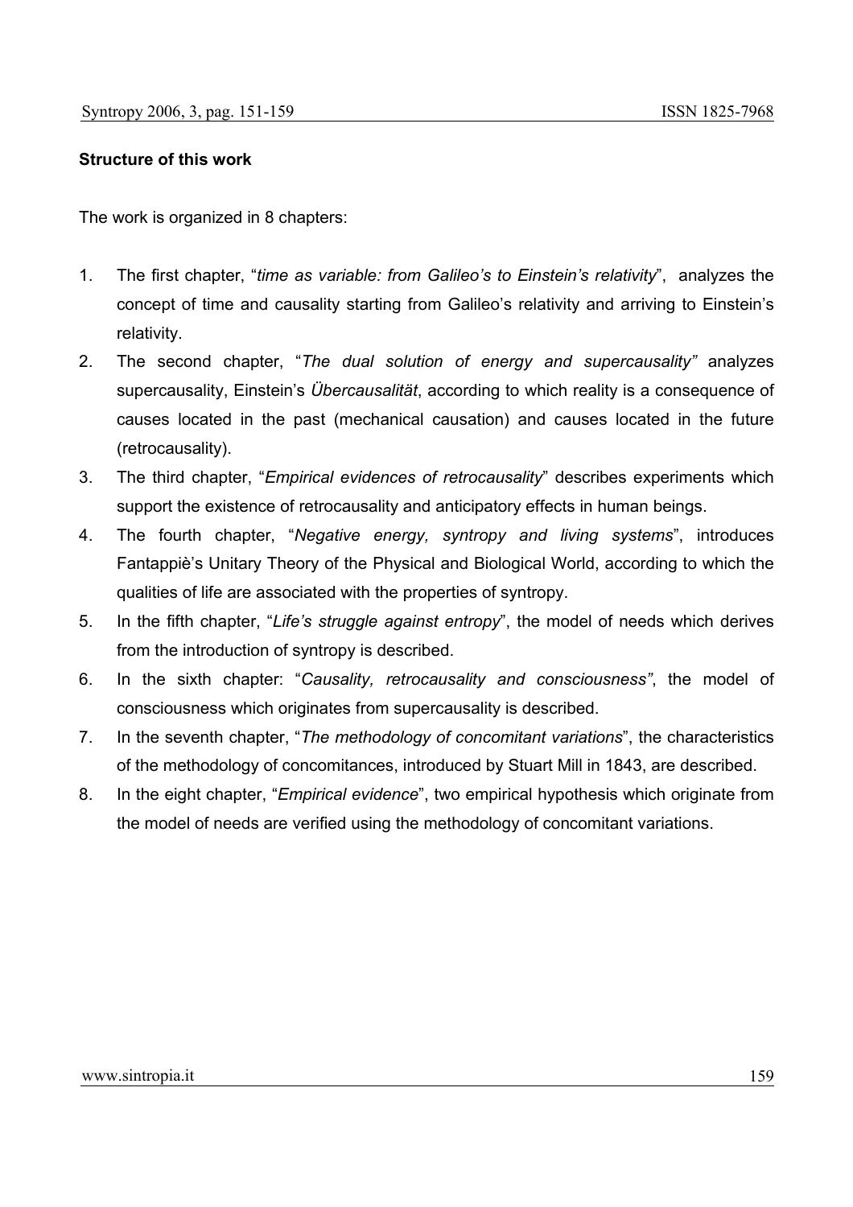**Structure of this work**

The work is organized in 8 chapters:

1. The first chapter, "*time as variable: from Galileo's to Einstein's relativity*", analyzes the concept of time and causality starting from Galileo's relativity and arriving to Einstein's relativity.
2. The second chapter, "*The dual solution of energy and supercausality"* analyzes supercausality, Einstein's *Übercausalität*, according to which reality is a consequence of causes located in the past (mechanical causation) and causes located in the future (retrocausality).
3. The third chapter, "*Empirical evidences of retrocausality*" describes experiments which support the existence of retrocausality and anticipatory effects in human beings.
4. The fourth chapter, "*Negative energy, syntropy and living systems*", introduces Fantappiè's Unitary Theory of the Physical and Biological World, according to which the qualities of life are associated with the properties of syntropy.
5. In the fifth chapter, "*Life's struggle against entropy*", the model of needs which derives from the introduction of syntropy is described.
6. In the sixth chapter: "*Causality, retrocausality and consciousness"*, the model of consciousness which originates from supercausality is described.
7. In the seventh chapter, "*The methodology of concomitant variations*", the characteristics of the methodology of concomitances, introduced by Stuart Mill in 1843, are described.
8. In the eight chapter, "*Empirical evidence*", two empirical hypothesis which originate from the model of needs are verified using the methodology of concomitant variations.